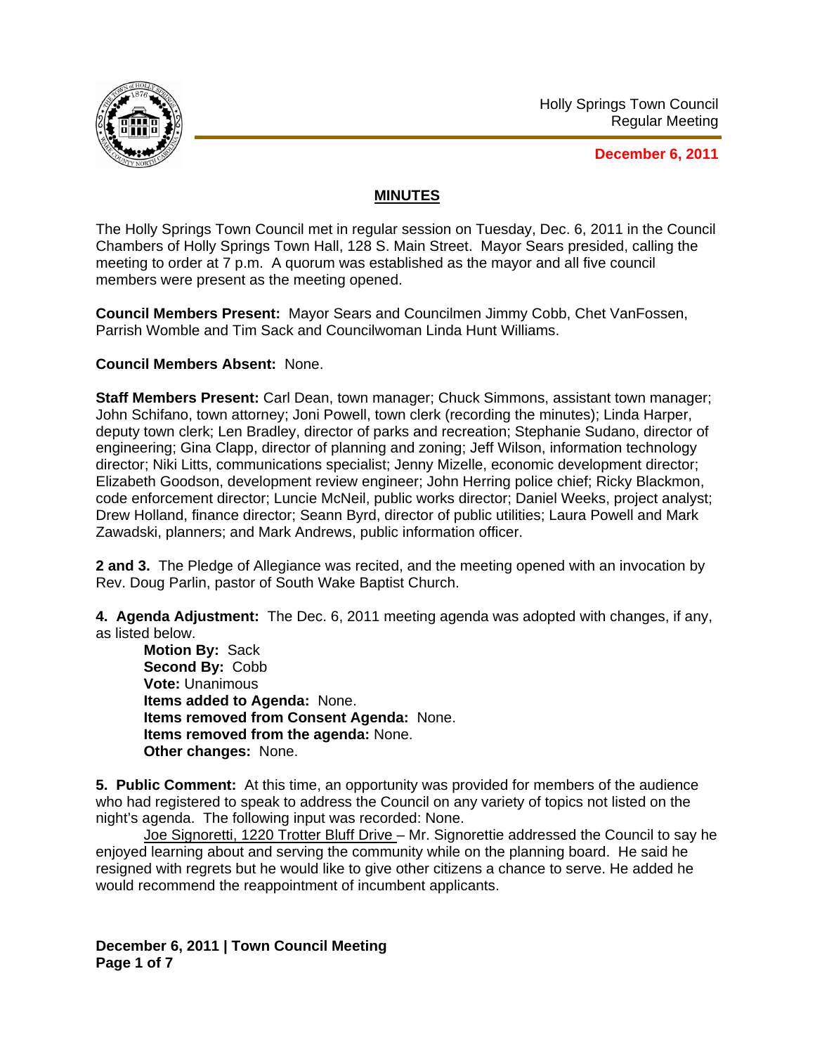Holly Springs Town Council
Regular Meeting

**December 6, 2011**

## MINUTES

The Holly Springs Town Council met in regular session on Tuesday, Dec. 6, 2011 in the Council Chambers of Holly Springs Town Hall, 128 S. Main Street. Mayor Sears presided, calling the meeting to order at 7 p.m. A quorum was established as the mayor and all five council members were present as the meeting opened.

**Council Members Present:** Mayor Sears and Councilmen Jimmy Cobb, Chet VanFossen, Parrish Womble and Tim Sack and Councilwoman Linda Hunt Williams.

**Council Members Absent:** None.

**Staff Members Present:** Carl Dean, town manager; Chuck Simmons, assistant town manager; John Schifano, town attorney; Joni Powell, town clerk (recording the minutes); Linda Harper, deputy town clerk; Len Bradley, director of parks and recreation; Stephanie Sudano, director of engineering; Gina Clapp, director of planning and zoning; Jeff Wilson, information technology director; Niki Litts, communications specialist; Jenny Mizelle, economic development director; Elizabeth Goodson, development review engineer; John Herring police chief; Ricky Blackmon, code enforcement director; Luncie McNeil, public works director; Daniel Weeks, project analyst; Drew Holland, finance director; Seann Byrd, director of public utilities; Laura Powell and Mark Zawadski, planners; and Mark Andrews, public information officer.

**2 and 3.** The Pledge of Allegiance was recited, and the meeting opened with an invocation by Rev. Doug Parlin, pastor of South Wake Baptist Church.

**4. Agenda Adjustment:** The Dec. 6, 2011 meeting agenda was adopted with changes, if any, as listed below.

> **Motion By:** Sack
> **Second By:** Cobb
> **Vote:** Unanimous
> **Items added to Agenda:** None.
> **Items removed from Consent Agenda:** None.
> **Items removed from the agenda:** None.
> **Other changes:** None.

**5. Public Comment:** At this time, an opportunity was provided for members of the audience who had registered to speak to address the Council on any variety of topics not listed on the night's agenda. The following input was recorded: None.

Joe Signoretti, 1220 Trotter Bluff Drive – Mr. Signorettie addressed the Council to say he enjoyed learning about and serving the community while on the planning board. He said he resigned with regrets but he would like to give other citizens a chance to serve. He added he would recommend the reappointment of incumbent applicants.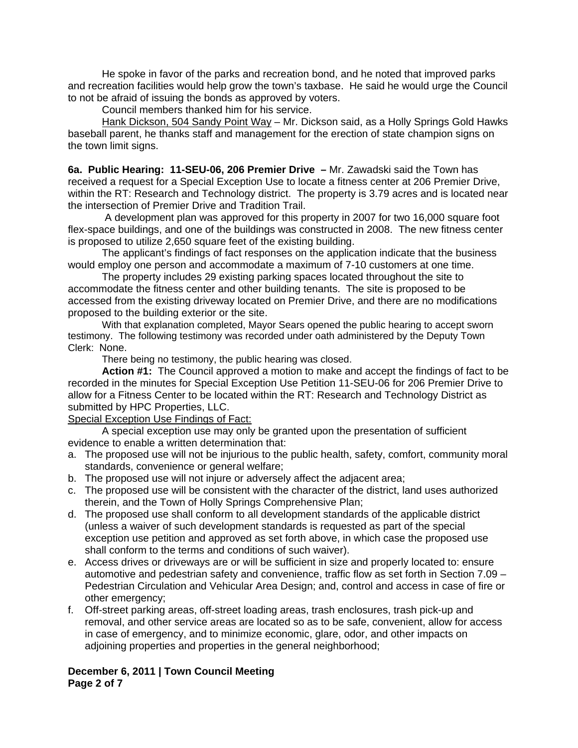He spoke in favor of the parks and recreation bond, and he noted that improved parks and recreation facilities would help grow the town's taxbase. He said he would urge the Council to not be afraid of issuing the bonds as approved by voters.

Council members thanked him for his service.

Hank Dickson, 504 Sandy Point Way – Mr. Dickson said, as a Holly Springs Gold Hawks baseball parent, he thanks staff and management for the erection of state champion signs on the town limit signs.

**6a. Public Hearing: 11-SEU-06, 206 Premier Drive –** Mr. Zawadski said the Town has received a request for a Special Exception Use to locate a fitness center at 206 Premier Drive, within the RT: Research and Technology district. The property is 3.79 acres and is located near the intersection of Premier Drive and Tradition Trail.

A development plan was approved for this property in 2007 for two 16,000 square foot flex-space buildings, and one of the buildings was constructed in 2008. The new fitness center is proposed to utilize 2,650 square feet of the existing building.

The applicant's findings of fact responses on the application indicate that the business would employ one person and accommodate a maximum of 7-10 customers at one time.

The property includes 29 existing parking spaces located throughout the site to accommodate the fitness center and other building tenants. The site is proposed to be accessed from the existing driveway located on Premier Drive, and there are no modifications proposed to the building exterior or the site.

With that explanation completed, Mayor Sears opened the public hearing to accept sworn testimony. The following testimony was recorded under oath administered by the Deputy Town Clerk: None.

There being no testimony, the public hearing was closed.

**Action #1:** The Council approved a motion to make and accept the findings of fact to be recorded in the minutes for Special Exception Use Petition 11-SEU-06 for 206 Premier Drive to allow for a Fitness Center to be located within the RT: Research and Technology District as submitted by HPC Properties, LLC.

Special Exception Use Findings of Fact:

A special exception use may only be granted upon the presentation of sufficient evidence to enable a written determination that:

a. The proposed use will not be injurious to the public health, safety, comfort, community moral standards, convenience or general welfare;
b. The proposed use will not injure or adversely affect the adjacent area;
c. The proposed use will be consistent with the character of the district, land uses authorized therein, and the Town of Holly Springs Comprehensive Plan;
d. The proposed use shall conform to all development standards of the applicable district (unless a waiver of such development standards is requested as part of the special exception use petition and approved as set forth above, in which case the proposed use shall conform to the terms and conditions of such waiver).
e. Access drives or driveways are or will be sufficient in size and properly located to: ensure automotive and pedestrian safety and convenience, traffic flow as set forth in Section 7.09 – Pedestrian Circulation and Vehicular Area Design; and, control and access in case of fire or other emergency;
f. Off-street parking areas, off-street loading areas, trash enclosures, trash pick-up and removal, and other service areas are located so as to be safe, convenient, allow for access in case of emergency, and to minimize economic, glare, odor, and other impacts on adjoining properties and properties in the general neighborhood;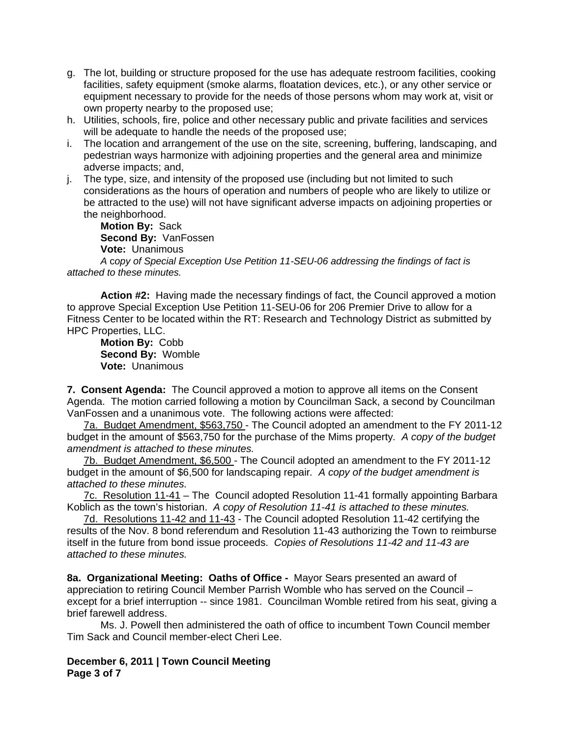g. The lot, building or structure proposed for the use has adequate restroom facilities, cooking facilities, safety equipment (smoke alarms, floatation devices, etc.), or any other service or equipment necessary to provide for the needs of those persons whom may work at, visit or own property nearby to the proposed use;
h. Utilities, schools, fire, police and other necessary public and private facilities and services will be adequate to handle the needs of the proposed use;
i. The location and arrangement of the use on the site, screening, buffering, landscaping, and pedestrian ways harmonize with adjoining properties and the general area and minimize adverse impacts; and,
j. The type, size, and intensity of the proposed use (including but not limited to such considerations as the hours of operation and numbers of people who are likely to utilize or be attracted to the use) will not have significant adverse impacts on adjoining properties or the neighborhood.

**Motion By:** Sack
**Second By:** VanFossen
**Vote:** Unanimous

*A copy of Special Exception Use Petition 11-SEU-06 addressing the findings of fact is attached to these minutes.*

**Action #2:** Having made the necessary findings of fact, the Council approved a motion to approve Special Exception Use Petition 11-SEU-06 for 206 Premier Drive to allow for a Fitness Center to be located within the RT: Research and Technology District as submitted by HPC Properties, LLC.

**Motion By:** Cobb
**Second By:** Womble
**Vote:** Unanimous

**7. Consent Agenda:** The Council approved a motion to approve all items on the Consent Agenda. The motion carried following a motion by Councilman Sack, a second by Councilman VanFossen and a unanimous vote. The following actions were affected:

7a. Budget Amendment, $563,750 - The Council adopted an amendment to the FY 2011-12 budget in the amount of $563,750 for the purchase of the Mims property. *A copy of the budget amendment is attached to these minutes.*

7b. Budget Amendment, $6,500 - The Council adopted an amendment to the FY 2011-12 budget in the amount of $6,500 for landscaping repair. *A copy of the budget amendment is attached to these minutes.*

7c. Resolution 11-41 – The Council adopted Resolution 11-41 formally appointing Barbara Koblich as the town's historian. *A copy of Resolution 11-41 is attached to these minutes.*

7d. Resolutions 11-42 and 11-43 - The Council adopted Resolution 11-42 certifying the results of the Nov. 8 bond referendum and Resolution 11-43 authorizing the Town to reimburse itself in the future from bond issue proceeds. *Copies of Resolutions 11-42 and 11-43 are attached to these minutes.*

**8a. Organizational Meeting: Oaths of Office -** Mayor Sears presented an award of appreciation to retiring Council Member Parrish Womble who has served on the Council – except for a brief interruption -- since 1981. Councilman Womble retired from his seat, giving a brief farewell address.

Ms. J. Powell then administered the oath of office to incumbent Town Council member Tim Sack and Council member-elect Cheri Lee.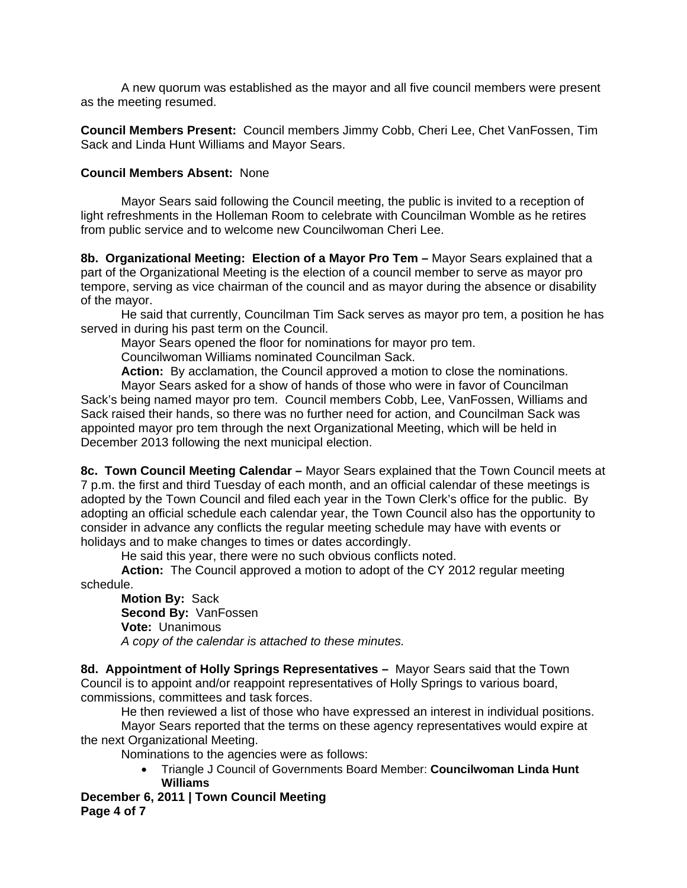A new quorum was established as the mayor and all five council members were present as the meeting resumed.

**Council Members Present:** Council members Jimmy Cobb, Cheri Lee, Chet VanFossen, Tim Sack and Linda Hunt Williams and Mayor Sears.

**Council Members Absent:** None

Mayor Sears said following the Council meeting, the public is invited to a reception of light refreshments in the Holleman Room to celebrate with Councilman Womble as he retires from public service and to welcome new Councilwoman Cheri Lee.

**8b. Organizational Meeting: Election of a Mayor Pro Tem –** Mayor Sears explained that a part of the Organizational Meeting is the election of a council member to serve as mayor pro tempore, serving as vice chairman of the council and as mayor during the absence or disability of the mayor.

He said that currently, Councilman Tim Sack serves as mayor pro tem, a position he has served in during his past term on the Council.

Mayor Sears opened the floor for nominations for mayor pro tem.

Councilwoman Williams nominated Councilman Sack.

**Action:** By acclamation, the Council approved a motion to close the nominations.

Mayor Sears asked for a show of hands of those who were in favor of Councilman Sack's being named mayor pro tem. Council members Cobb, Lee, VanFossen, Williams and Sack raised their hands, so there was no further need for action, and Councilman Sack was appointed mayor pro tem through the next Organizational Meeting, which will be held in December 2013 following the next municipal election.

**8c. Town Council Meeting Calendar –** Mayor Sears explained that the Town Council meets at 7 p.m. the first and third Tuesday of each month, and an official calendar of these meetings is adopted by the Town Council and filed each year in the Town Clerk's office for the public. By adopting an official schedule each calendar year, the Town Council also has the opportunity to consider in advance any conflicts the regular meeting schedule may have with events or holidays and to make changes to times or dates accordingly.

He said this year, there were no such obvious conflicts noted.

**Action:** The Council approved a motion to adopt of the CY 2012 regular meeting schedule.

**Motion By:** Sack
**Second By:** VanFossen
**Vote:** Unanimous
*A copy of the calendar is attached to these minutes.*

**8d. Appointment of Holly Springs Representatives –** Mayor Sears said that the Town Council is to appoint and/or reappoint representatives of Holly Springs to various board, commissions, committees and task forces.

He then reviewed a list of those who have expressed an interest in individual positions.

Mayor Sears reported that the terms on these agency representatives would expire at the next Organizational Meeting.

Nominations to the agencies were as follows:

- Triangle J Council of Governments Board Member: **Councilwoman Linda Hunt Williams**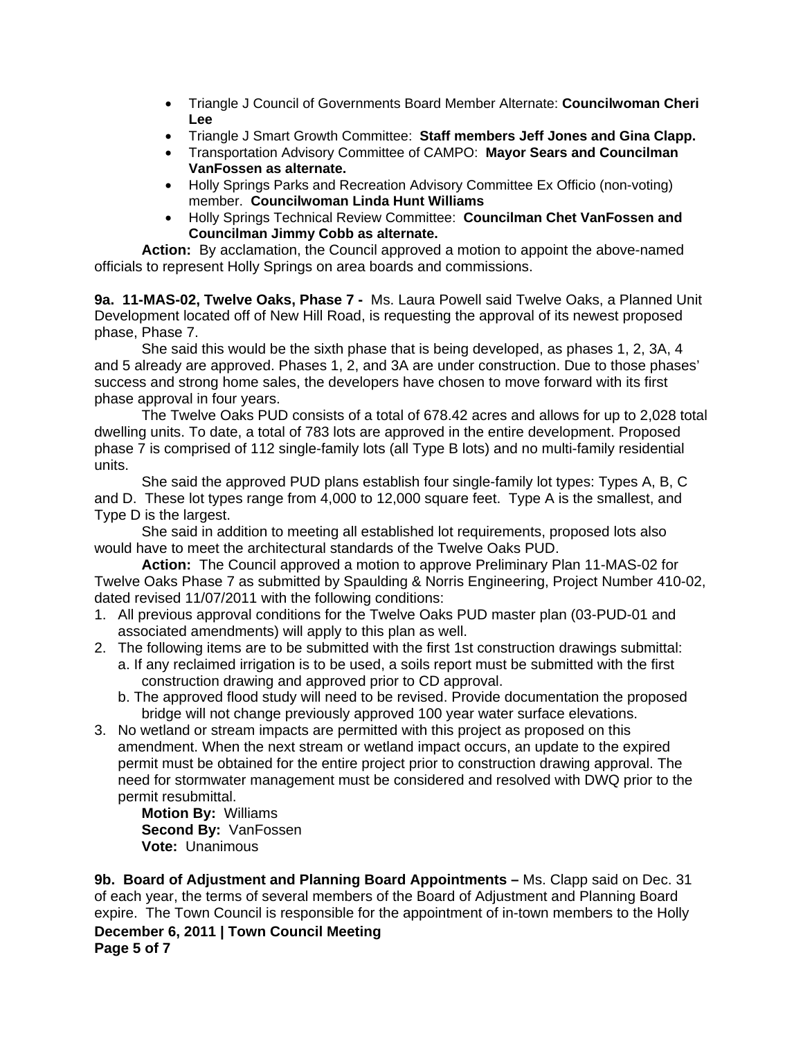- Triangle J Council of Governments Board Member Alternate: **Councilwoman Cheri Lee**
- Triangle J Smart Growth Committee: **Staff members Jeff Jones and Gina Clapp.**
- Transportation Advisory Committee of CAMPO: **Mayor Sears and Councilman VanFossen as alternate.**
- Holly Springs Parks and Recreation Advisory Committee Ex Officio (non-voting) member. **Councilwoman Linda Hunt Williams**
- Holly Springs Technical Review Committee: **Councilman Chet VanFossen and Councilman Jimmy Cobb as alternate.**

**Action:** By acclamation, the Council approved a motion to appoint the above-named officials to represent Holly Springs on area boards and commissions.

**9a. 11-MAS-02, Twelve Oaks, Phase 7 -** Ms. Laura Powell said Twelve Oaks, a Planned Unit Development located off of New Hill Road, is requesting the approval of its newest proposed phase, Phase 7.

She said this would be the sixth phase that is being developed, as phases 1, 2, 3A, 4 and 5 already are approved. Phases 1, 2, and 3A are under construction. Due to those phases' success and strong home sales, the developers have chosen to move forward with its first phase approval in four years.

The Twelve Oaks PUD consists of a total of 678.42 acres and allows for up to 2,028 total dwelling units. To date, a total of 783 lots are approved in the entire development. Proposed phase 7 is comprised of 112 single-family lots (all Type B lots) and no multi-family residential units.

She said the approved PUD plans establish four single-family lot types: Types A, B, C and D. These lot types range from 4,000 to 12,000 square feet. Type A is the smallest, and Type D is the largest.

She said in addition to meeting all established lot requirements, proposed lots also would have to meet the architectural standards of the Twelve Oaks PUD.

**Action:** The Council approved a motion to approve Preliminary Plan 11-MAS-02 for Twelve Oaks Phase 7 as submitted by Spaulding & Norris Engineering, Project Number 410-02, dated revised 11/07/2011 with the following conditions:

1. All previous approval conditions for the Twelve Oaks PUD master plan (03-PUD-01 and associated amendments) will apply to this plan as well.
2. The following items are to be submitted with the first 1st construction drawings submittal:
   a. If any reclaimed irrigation is to be used, a soils report must be submitted with the first construction drawing and approved prior to CD approval.
   b. The approved flood study will need to be revised. Provide documentation the proposed bridge will not change previously approved 100 year water surface elevations.
3. No wetland or stream impacts are permitted with this project as proposed on this amendment. When the next stream or wetland impact occurs, an update to the expired permit must be obtained for the entire project prior to construction drawing approval. The need for stormwater management must be considered and resolved with DWQ prior to the permit resubmittal.

**Motion By:** Williams
**Second By:** VanFossen
**Vote:** Unanimous

**9b. Board of Adjustment and Planning Board Appointments –** Ms. Clapp said on Dec. 31 of each year, the terms of several members of the Board of Adjustment and Planning Board expire. The Town Council is responsible for the appointment of in-town members to the Holly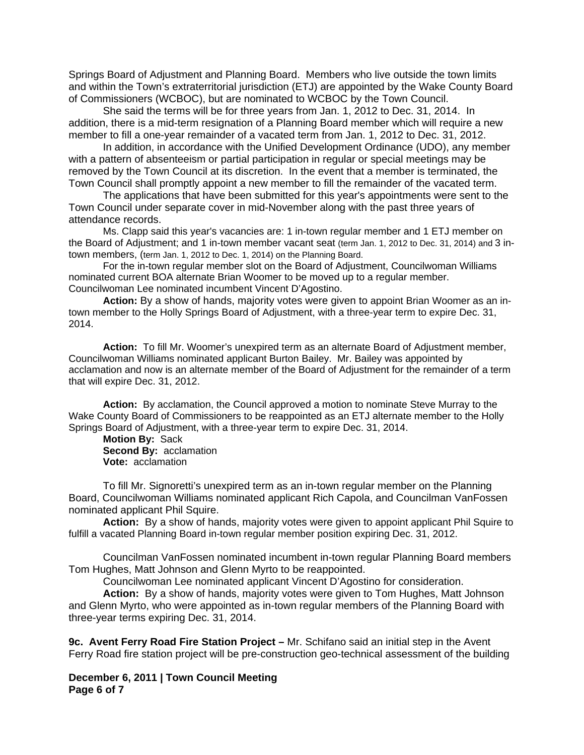Springs Board of Adjustment and Planning Board. Members who live outside the town limits and within the Town's extraterritorial jurisdiction (ETJ) are appointed by the Wake County Board of Commissioners (WCBOC), but are nominated to WCBOC by the Town Council.

She said the terms will be for three years from Jan. 1, 2012 to Dec. 31, 2014. In addition, there is a mid-term resignation of a Planning Board member which will require a new member to fill a one-year remainder of a vacated term from Jan. 1, 2012 to Dec. 31, 2012.

In addition, in accordance with the Unified Development Ordinance (UDO), any member with a pattern of absenteeism or partial participation in regular or special meetings may be removed by the Town Council at its discretion. In the event that a member is terminated, the Town Council shall promptly appoint a new member to fill the remainder of the vacated term.

The applications that have been submitted for this year's appointments were sent to the Town Council under separate cover in mid-November along with the past three years of attendance records.

Ms. Clapp said this year's vacancies are: 1 in-town regular member and 1 ETJ member on the Board of Adjustment; and 1 in-town member vacant seat (term Jan. 1, 2012 to Dec. 31, 2014) and 3 in-town members, (term Jan. 1, 2012 to Dec. 1, 2014) on the Planning Board.

For the in-town regular member slot on the Board of Adjustment, Councilwoman Williams nominated current BOA alternate Brian Woomer to be moved up to a regular member. Councilwoman Lee nominated incumbent Vincent D'Agostino.

**Action:** By a show of hands, majority votes were given to appoint Brian Woomer as an in-town member to the Holly Springs Board of Adjustment, with a three-year term to expire Dec. 31, 2014.

**Action:** To fill Mr. Woomer's unexpired term as an alternate Board of Adjustment member, Councilwoman Williams nominated applicant Burton Bailey. Mr. Bailey was appointed by acclamation and now is an alternate member of the Board of Adjustment for the remainder of a term that will expire Dec. 31, 2012.

**Action:** By acclamation, the Council approved a motion to nominate Steve Murray to the Wake County Board of Commissioners to be reappointed as an ETJ alternate member to the Holly Springs Board of Adjustment, with a three-year term to expire Dec. 31, 2014.

**Motion By:** Sack
**Second By:** acclamation
**Vote:** acclamation

To fill Mr. Signoretti's unexpired term as an in-town regular member on the Planning Board, Councilwoman Williams nominated applicant Rich Capola, and Councilman VanFossen nominated applicant Phil Squire.

**Action:** By a show of hands, majority votes were given to appoint applicant Phil Squire to fulfill a vacated Planning Board in-town regular member position expiring Dec. 31, 2012.

Councilman VanFossen nominated incumbent in-town regular Planning Board members Tom Hughes, Matt Johnson and Glenn Myrto to be reappointed.

Councilwoman Lee nominated applicant Vincent D'Agostino for consideration.

**Action:** By a show of hands, majority votes were given to Tom Hughes, Matt Johnson and Glenn Myrto, who were appointed as in-town regular members of the Planning Board with three-year terms expiring Dec. 31, 2014.

**9c. Avent Ferry Road Fire Station Project –** Mr. Schifano said an initial step in the Avent Ferry Road fire station project will be pre-construction geo-technical assessment of the building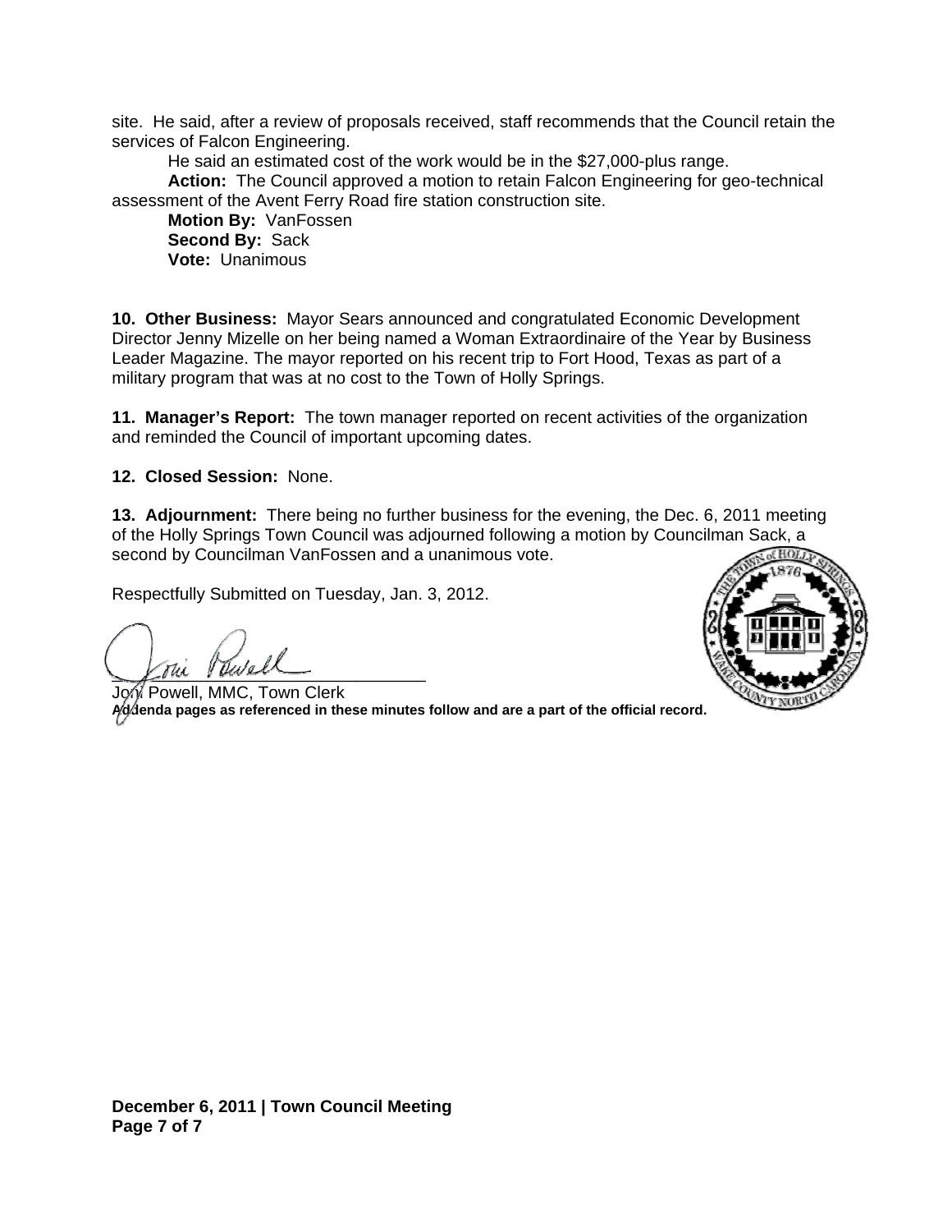site. He said, after a review of proposals received, staff recommends that the Council retain the services of Falcon Engineering.

He said an estimated cost of the work would be in the $27,000-plus range.

**Action:** The Council approved a motion to retain Falcon Engineering for geo-technical assessment of the Avent Ferry Road fire station construction site.

**Motion By:** VanFossen
**Second By:** Sack
**Vote:** Unanimous

**10. Other Business:** Mayor Sears announced and congratulated Economic Development Director Jenny Mizelle on her being named a Woman Extraordinaire of the Year by Business Leader Magazine. The mayor reported on his recent trip to Fort Hood, Texas as part of a military program that was at no cost to the Town of Holly Springs.

**11. Manager's Report:** The town manager reported on recent activities of the organization and reminded the Council of important upcoming dates.

**12. Closed Session:** None.

**13. Adjournment:** There being no further business for the evening, the Dec. 6, 2011 meeting of the Holly Springs Town Council was adjourned following a motion by Councilman Sack, a second by Councilman VanFossen and a unanimous vote.

Respectfully Submitted on Tuesday, Jan. 3, 2012.

Joni Powell, MMC, Town Clerk

**Addenda pages as referenced in these minutes follow and are a part of the official record.**